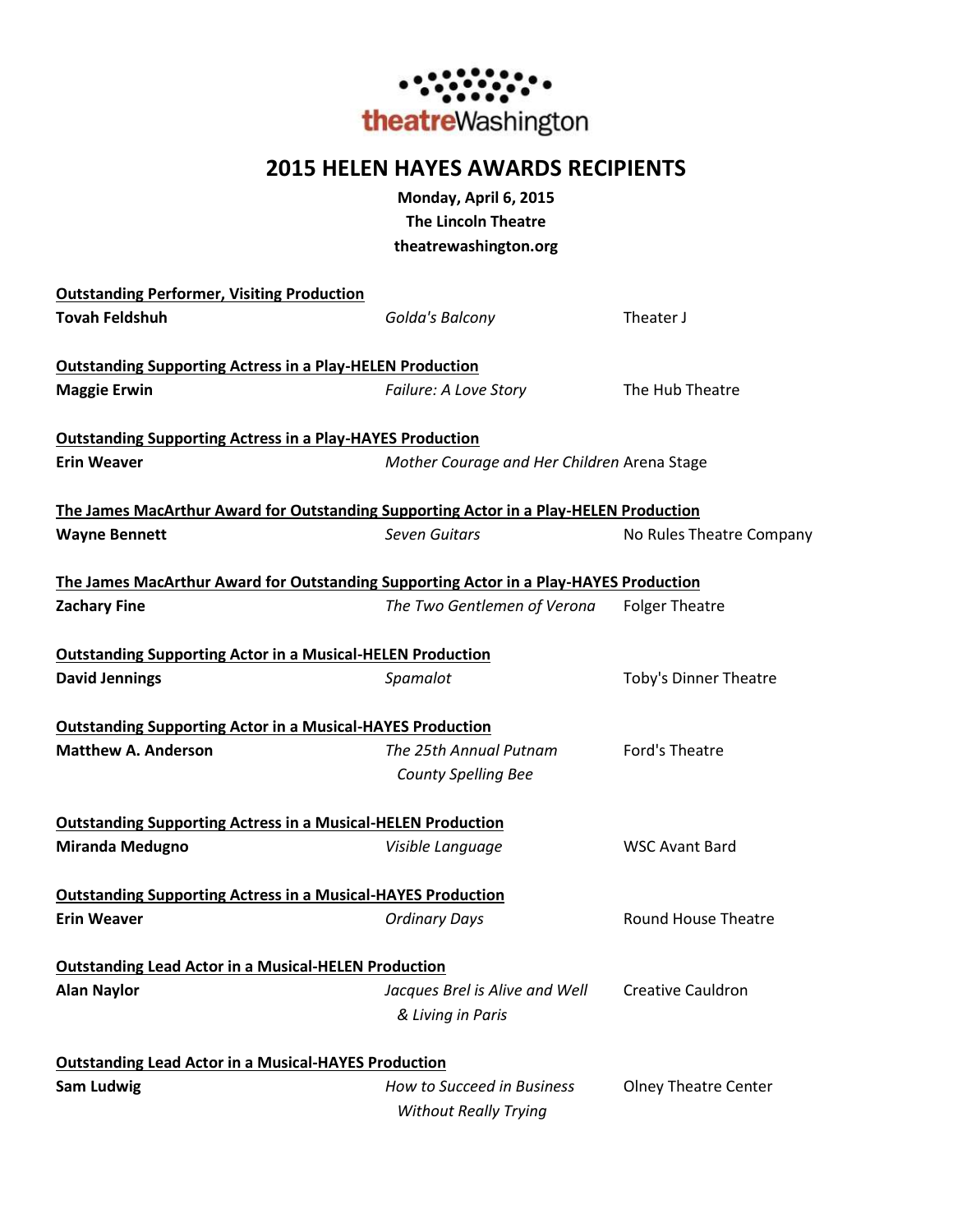theatreWashington

# 2015 HELEN HAYES AWARDS RECIPIENTS

**Monday, April 6, 2015**
**The Lincoln Theatre**
**theatrewashington.org**

**Outstanding Performer, Visiting Production**

**Tovah Feldshuh** — *Golda's Balcony* — Theater J

**Outstanding Supporting Actress in a Play-HELEN Production**

**Maggie Erwin** — *Failure: A Love Story* — The Hub Theatre

**Outstanding Supporting Actress in a Play-HAYES Production**

**Erin Weaver** — *Mother Courage and Her Children* — Arena Stage

**The James MacArthur Award for Outstanding Supporting Actor in a Play-HELEN Production**

**Wayne Bennett** — *Seven Guitars* — No Rules Theatre Company

**The James MacArthur Award for Outstanding Supporting Actor in a Play-HAYES Production**

**Zachary Fine** — *The Two Gentlemen of Verona* — Folger Theatre

**Outstanding Supporting Actor in a Musical-HELEN Production**

**David Jennings** — *Spamalot* — Toby's Dinner Theatre

**Outstanding Supporting Actor in a Musical-HAYES Production**

**Matthew A. Anderson** — *The 25th Annual Putnam County Spelling Bee* — Ford's Theatre

**Outstanding Supporting Actress in a Musical-HELEN Production**

**Miranda Medugno** — *Visible Language* — WSC Avant Bard

**Outstanding Supporting Actress in a Musical-HAYES Production**

**Erin Weaver** — *Ordinary Days* — Round House Theatre

**Outstanding Lead Actor in a Musical-HELEN Production**

**Alan Naylor** — *Jacques Brel is Alive and Well & Living in Paris* — Creative Cauldron

**Outstanding Lead Actor in a Musical-HAYES Production**

**Sam Ludwig** — *How to Succeed in Business Without Really Trying* — Olney Theatre Center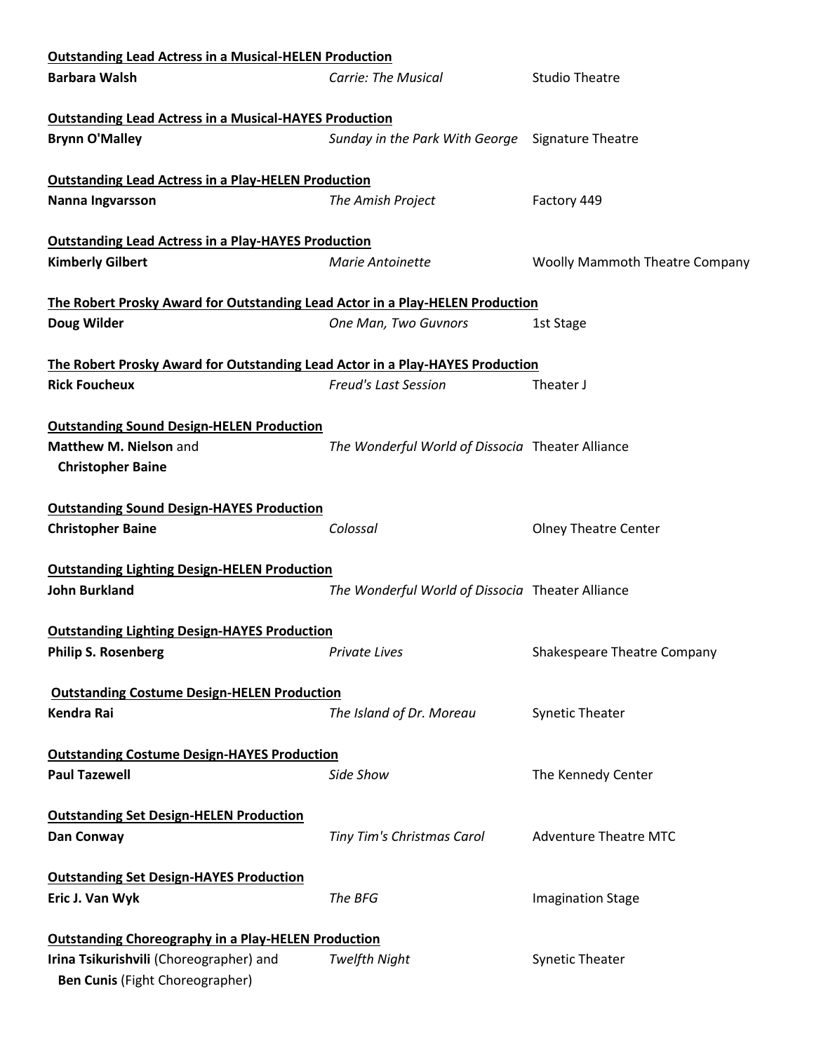**Outstanding Lead Actress in a Musical-HELEN Production**

**Barbara Walsh** — *Carrie: The Musical* — Studio Theatre

**Outstanding Lead Actress in a Musical-HAYES Production**

**Brynn O'Malley** — *Sunday in the Park With George* — Signature Theatre

**Outstanding Lead Actress in a Play-HELEN Production**

**Nanna Ingvarsson** — *The Amish Project* — Factory 449

**Outstanding Lead Actress in a Play-HAYES Production**

**Kimberly Gilbert** — *Marie Antoinette* — Woolly Mammoth Theatre Company

**The Robert Prosky Award for Outstanding Lead Actor in a Play-HELEN Production**

**Doug Wilder** — *One Man, Two Guvnors* — 1st Stage

**The Robert Prosky Award for Outstanding Lead Actor in a Play-HAYES Production**

**Rick Foucheux** — *Freud's Last Session* — Theater J

**Outstanding Sound Design-HELEN Production**

**Matthew M. Nielson** and **Christopher Baine** — *The Wonderful World of Dissocia* — Theater Alliance

**Outstanding Sound Design-HAYES Production**

**Christopher Baine** — *Colossal* — Olney Theatre Center

**Outstanding Lighting Design-HELEN Production**

**John Burkland** — *The Wonderful World of Dissocia* — Theater Alliance

**Outstanding Lighting Design-HAYES Production**

**Philip S. Rosenberg** — *Private Lives* — Shakespeare Theatre Company

**Outstanding Costume Design-HELEN Production**

**Kendra Rai** — *The Island of Dr. Moreau* — Synetic Theater

**Outstanding Costume Design-HAYES Production**

**Paul Tazewell** — *Side Show* — The Kennedy Center

**Outstanding Set Design-HELEN Production**

**Dan Conway** — *Tiny Tim's Christmas Carol* — Adventure Theatre MTC

**Outstanding Set Design-HAYES Production**

**Eric J. Van Wyk** — *The BFG* — Imagination Stage

**Outstanding Choreography in a Play-HELEN Production**

**Irina Tsikurishvili** (Choreographer) and **Ben Cunis** (Fight Choreographer) — *Twelfth Night* — Synetic Theater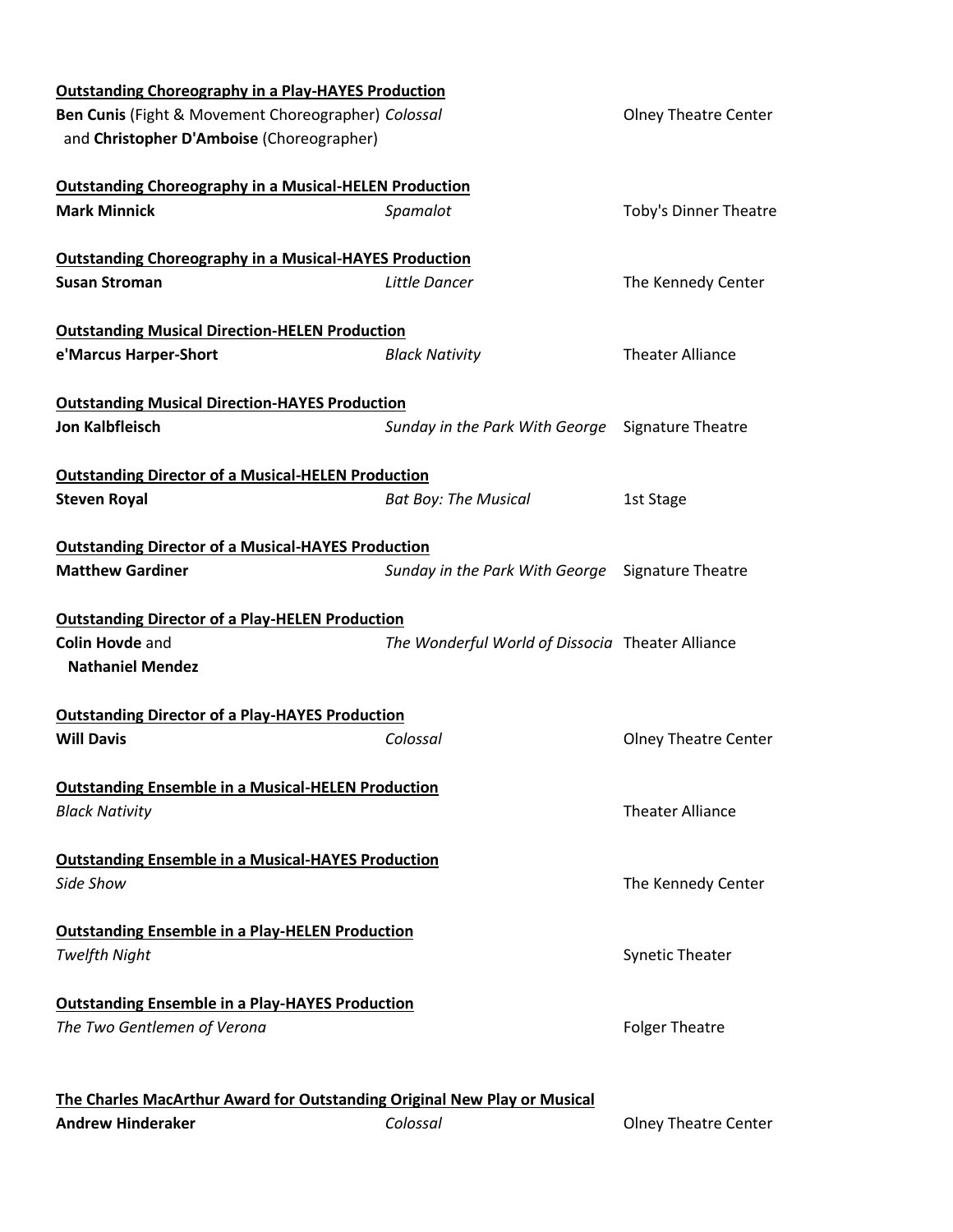**<u>Outstanding Choreography in a Play-HAYES Production</u>**

**Ben Cunis** (Fight & Movement Choreographer) *Colossal* — Olney Theatre Center
and **Christopher D'Amboise** (Choreographer)

**<u>Outstanding Choreography in a Musical-HELEN Production</u>**

**Mark Minnick** — *Spamalot* — Toby's Dinner Theatre

**<u>Outstanding Choreography in a Musical-HAYES Production</u>**

**Susan Stroman** — *Little Dancer* — The Kennedy Center

**<u>Outstanding Musical Direction-HELEN Production</u>**

**e'Marcus Harper-Short** — *Black Nativity* — Theater Alliance

**<u>Outstanding Musical Direction-HAYES Production</u>**

**Jon Kalbfleisch** — *Sunday in the Park With George* — Signature Theatre

**<u>Outstanding Director of a Musical-HELEN Production</u>**

**Steven Royal** — *Bat Boy: The Musical* — 1st Stage

**<u>Outstanding Director of a Musical-HAYES Production</u>**

**Matthew Gardiner** — *Sunday in the Park With George* — Signature Theatre

**<u>Outstanding Director of a Play-HELEN Production</u>**

**Colin Hovde** and **Nathaniel Mendez** — *The Wonderful World of Dissocia* — Theater Alliance

**<u>Outstanding Director of a Play-HAYES Production</u>**

**Will Davis** — *Colossal* — Olney Theatre Center

**<u>Outstanding Ensemble in a Musical-HELEN Production</u>**

*Black Nativity* — Theater Alliance

**<u>Outstanding Ensemble in a Musical-HAYES Production</u>**

*Side Show* — The Kennedy Center

**<u>Outstanding Ensemble in a Play-HELEN Production</u>**

*Twelfth Night* — Synetic Theater

**<u>Outstanding Ensemble in a Play-HAYES Production</u>**

*The Two Gentlemen of Verona* — Folger Theatre

**<u>The Charles MacArthur Award for Outstanding Original New Play or Musical</u>**

**Andrew Hinderaker** — *Colossal* — Olney Theatre Center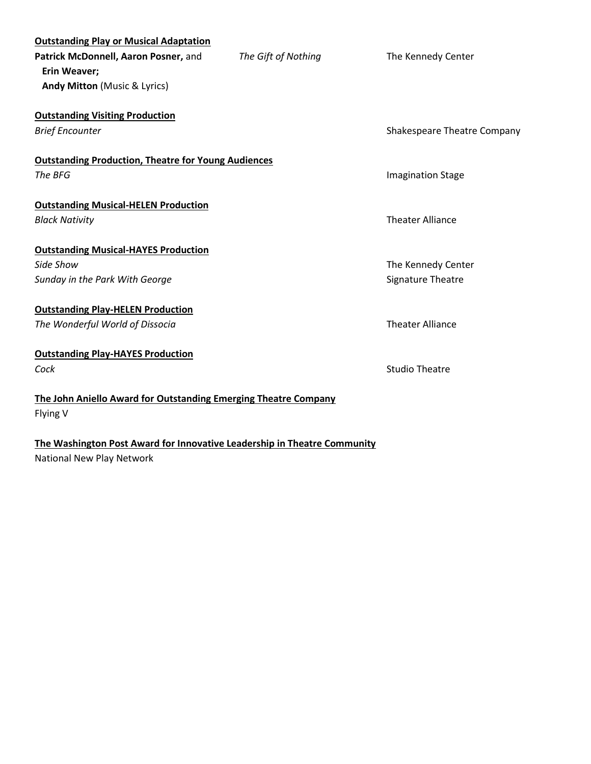**<u>Outstanding Play or Musical Adaptation</u>**

| | | |
|---|---|---|
| **Patrick McDonnell, Aaron Posner,** and **Erin Weaver; Andy Mitton** (Music & Lyrics) | *The Gift of Nothing* | The Kennedy Center |

**<u>Outstanding Visiting Production</u>**

| | |
|---|---|
| *Brief Encounter* | Shakespeare Theatre Company |

**<u>Outstanding Production, Theatre for Young Audiences</u>**

| | |
|---|---|
| *The BFG* | Imagination Stage |

**<u>Outstanding Musical-HELEN Production</u>**

| | |
|---|---|
| *Black Nativity* | Theater Alliance |

**<u>Outstanding Musical-HAYES Production</u>**

| | |
|---|---|
| *Side Show* | The Kennedy Center |
| *Sunday in the Park With George* | Signature Theatre |

**<u>Outstanding Play-HELEN Production</u>**

| | |
|---|---|
| *The Wonderful World of Dissocia* | Theater Alliance |

**<u>Outstanding Play-HAYES Production</u>**

| | |
|---|---|
| *Cock* | Studio Theatre |

**<u>The John Aniello Award for Outstanding Emerging Theatre Company</u>**

Flying V

**<u>The Washington Post Award for Innovative Leadership in Theatre Community</u>**

National New Play Network